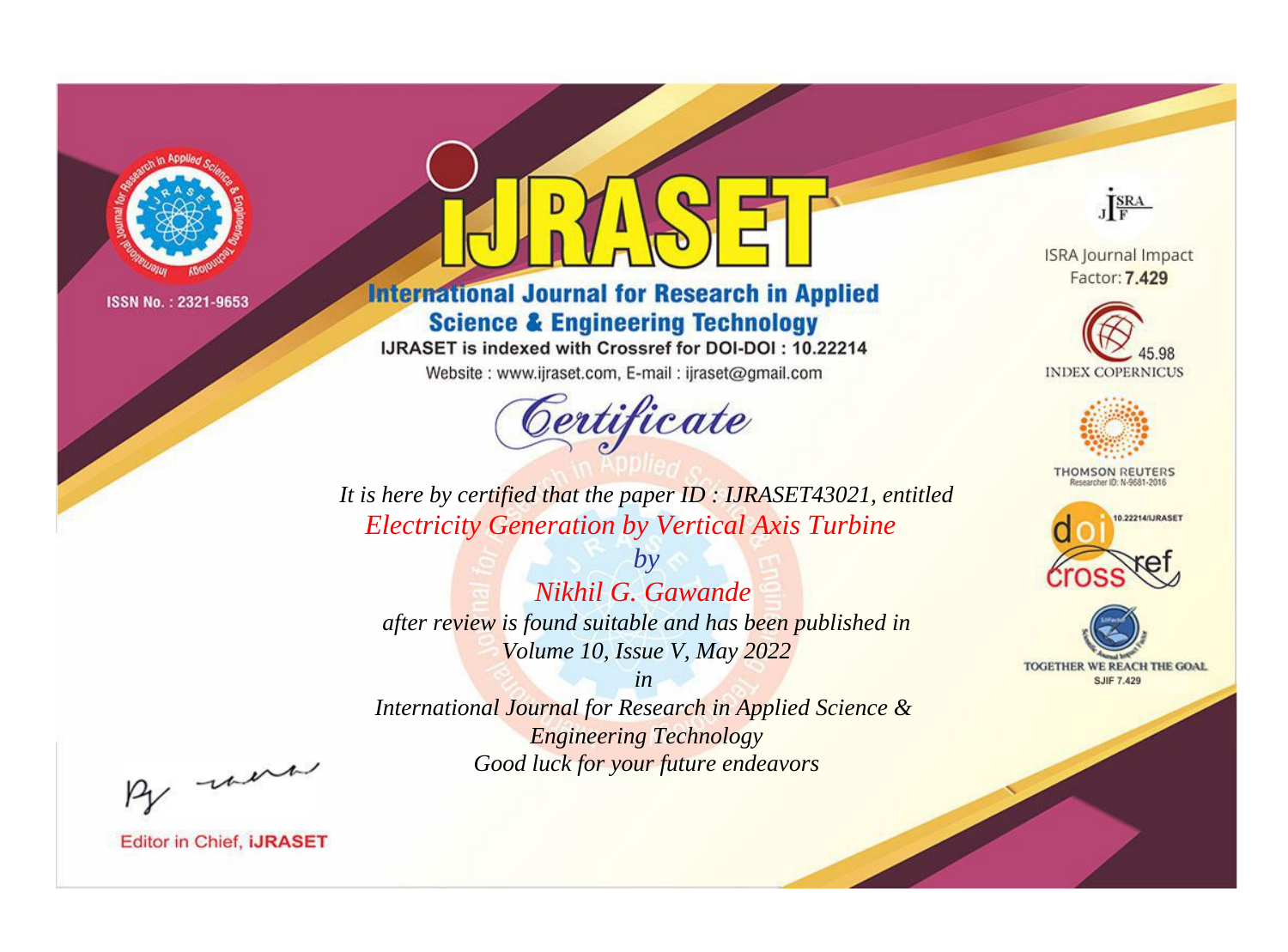ISSN No. : 2321-9653

# IJRASET

## International Journal for Research in Applied Science & Engineering Technology

IJRASET is indexed with Crossref for DOI-DOI : 10.22214

Website : www.ijraset.com, E-mail : ijraset@gmail.com

ISRA Journal Impact Factor: **7.429**

45.98 INDEX COPERNICUS

THOMSON REUTERS Researcher ID: N-9681-2016

10.22214/IJRASET

TOGETHER WE REACH THE GOAL SJIF 7.429

# *Certificate*

*It is here by certified that the paper ID : IJRASET43021, entitled*

*Electricity Generation by Vertical Axis Turbine*

*by*

*Nikhil G. Gawande*

*after review is found suitable and has been published in*

*Volume 10, Issue V, May 2022*

*in*

*International Journal for Research in Applied Science & Engineering Technology*

*Good luck for your future endeavors*

Editor in Chief, **iJRASET**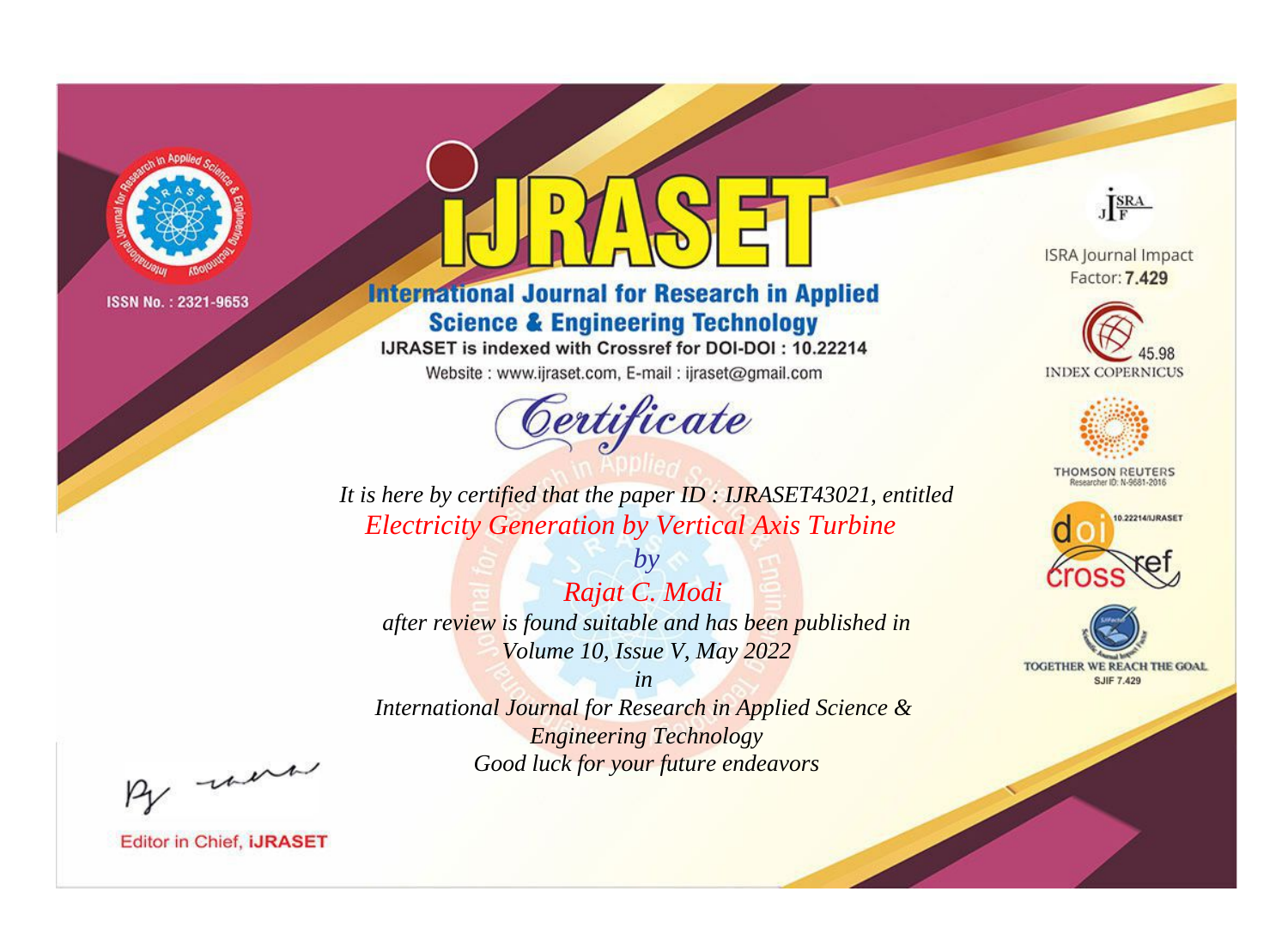ISSN No. : 2321-9653

# iJRASET

## International Journal for Research in Applied Science & Engineering Technology

IJRASET is indexed with Crossref for DOI-DOI : 10.22214

Website : www.ijraset.com, E-mail : ijraset@gmail.com

ISRA Journal Impact Factor: **7.429**

45.98 INDEX COPERNICUS

THOMSON REUTERS Researcher ID: N-9681-2016

10.22214/IJRASET

TOGETHER WE REACH THE GOAL SJIF 7.429

# *Certificate*

*It is here by certified that the paper ID : IJRASET43021, entitled*

*Electricity Generation by Vertical Axis Turbine*

*by*

*Rajat C. Modi*

*after review is found suitable and has been published in*

*Volume 10, Issue V, May 2022*

*in*

*International Journal for Research in Applied Science & Engineering Technology*

*Good luck for your future endeavors*

Editor in Chief, **iJRASET**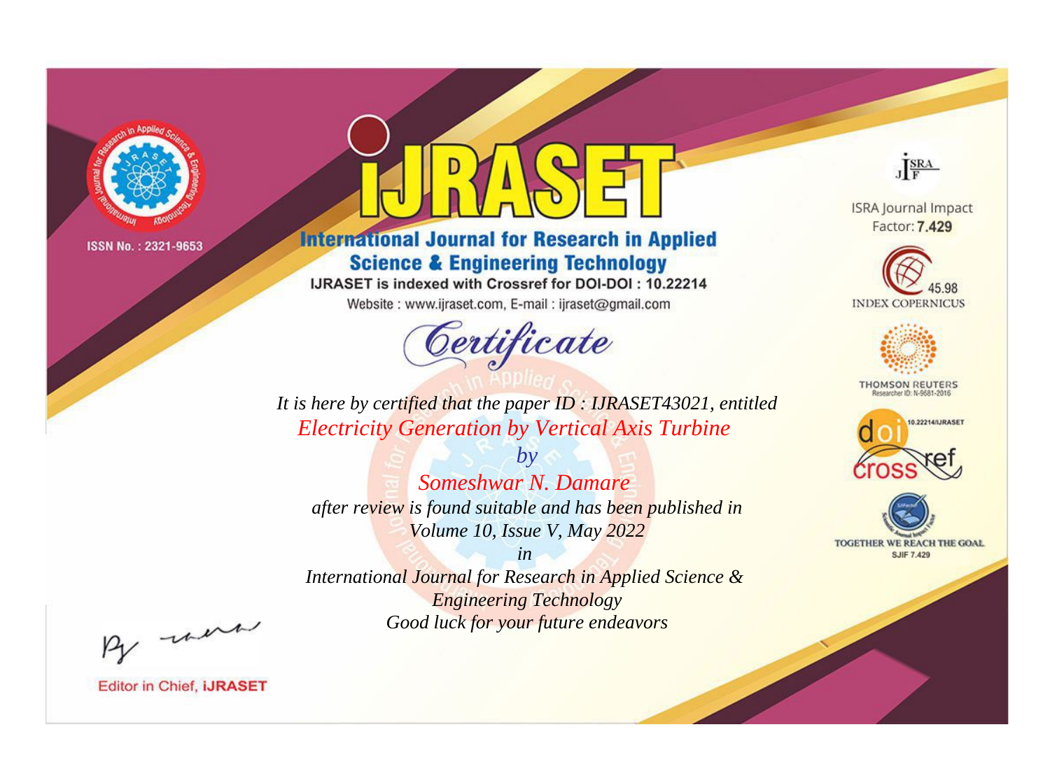ISSN No. : 2321-9653

# iJRASET

## International Journal for Research in Applied Science & Engineering Technology

IJRASET is indexed with Crossref for DOI-DOI : 10.22214

Website : www.ijraset.com, E-mail : ijraset@gmail.com

ISRA Journal Impact Factor: **7.429**

45.98 INDEX COPERNICUS

THOMSON REUTERS Researcher ID: N-9681-2016

10.22214/IJRASET

TOGETHER WE REACH THE GOAL SJIF 7.429

# *Certificate*

*It is here by certified that the paper ID : IJRASET43021, entitled*

*Electricity Generation by Vertical Axis Turbine*

*by*

*Someshwar N. Damare*

*after review is found suitable and has been published in*

*Volume 10, Issue V, May 2022*

*in*

*International Journal for Research in Applied Science & Engineering Technology*

*Good luck for your future endeavors*

Editor in Chief, **iJRASET**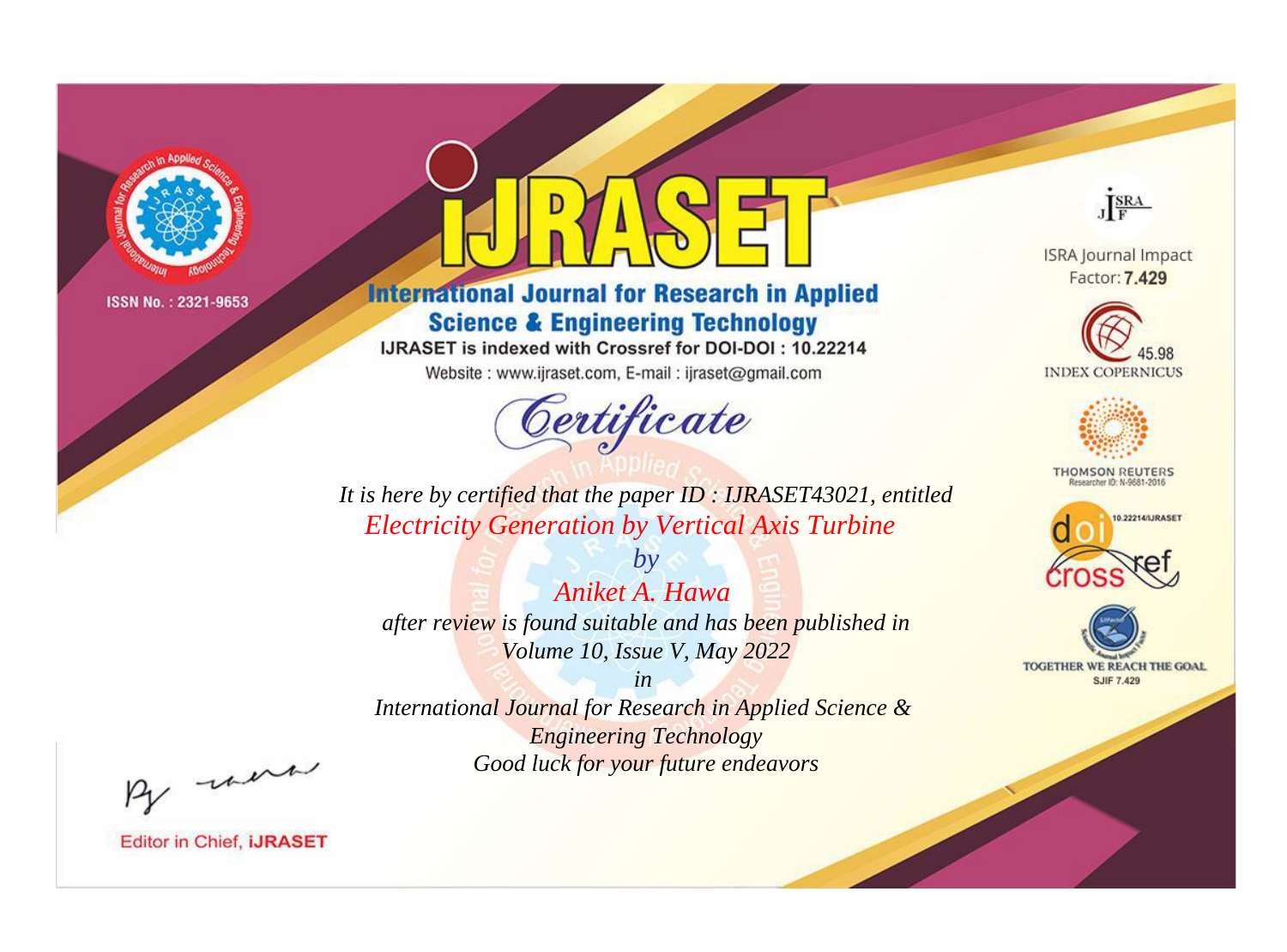ISSN No. : 2321-9653

# iJRASET

## International Journal for Research in Applied Science & Engineering Technology

IJRASET is indexed with Crossref for DOI-DOI : 10.22214

Website : www.ijraset.com, E-mail : ijraset@gmail.com

ISRA Journal Impact Factor: **7.429**

45.98 INDEX COPERNICUS

THOMSON REUTERS Researcher ID: N-9681-2016

10.22214/IJRASET

TOGETHER WE REACH THE GOAL SJIF 7.429

*Certificate*

*It is here by certified that the paper ID : IJRASET43021, entitled*

*Electricity Generation by Vertical Axis Turbine*

*by*

*Aniket A. Hawa*

*after review is found suitable and has been published in*

*Volume 10, Issue V, May 2022*

*in*

*International Journal for Research in Applied Science & Engineering Technology*

*Good luck for your future endeavors*

Editor in Chief, **iJRASET**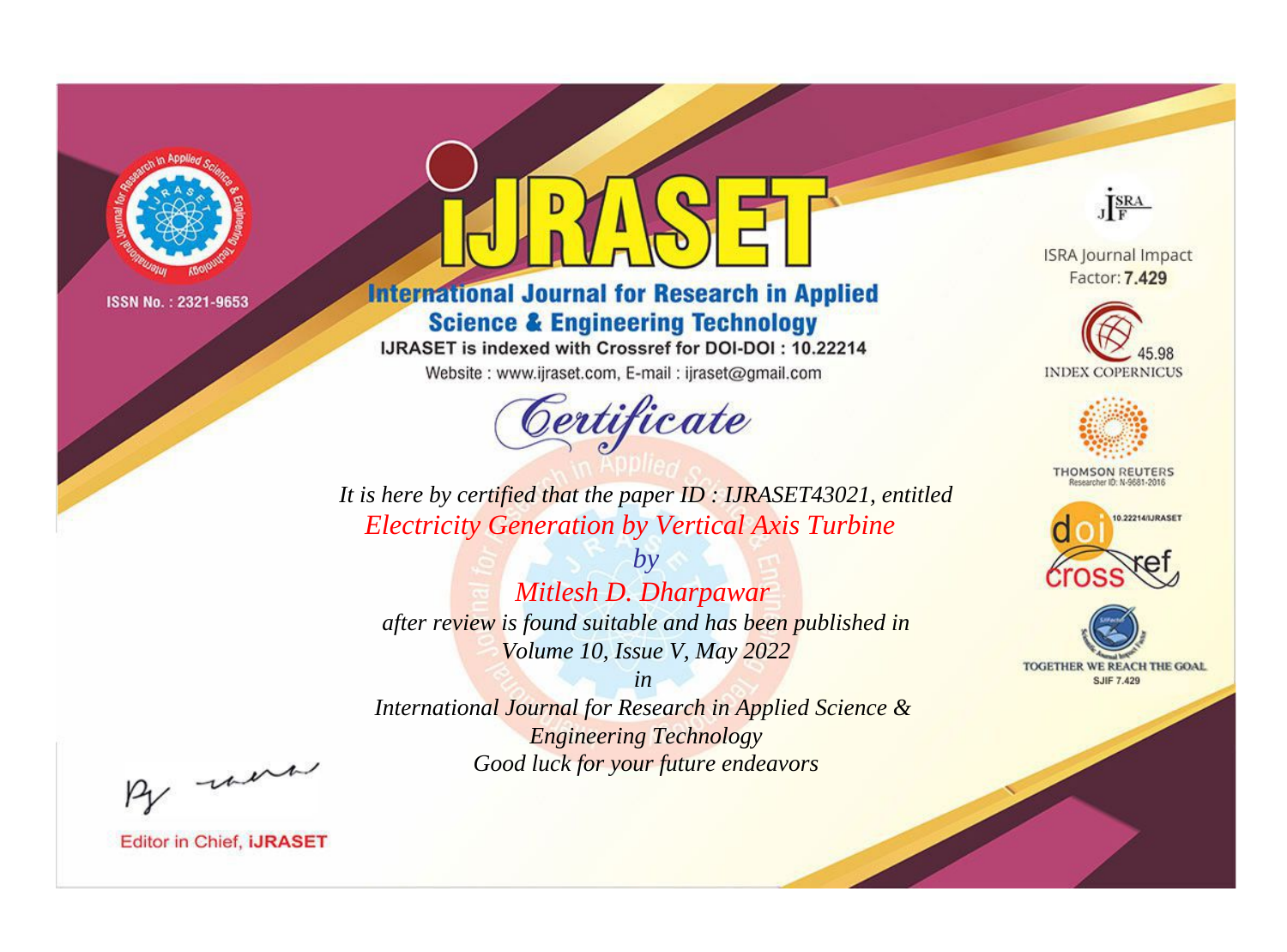ISSN No. : 2321-9653

# IJRASET

## International Journal for Research in Applied Science & Engineering Technology

IJRASET is indexed with Crossref for DOI-DOI : 10.22214

Website : www.ijraset.com, E-mail : ijraset@gmail.com

# *Certificate*

*It is here by certified that the paper ID : IJRASET43021, entitled*

*Electricity Generation by Vertical Axis Turbine*

*by*

*Mitlesh D. Dharpawar*

*after review is found suitable and has been published in*

*Volume 10, Issue V, May 2022*

*in*

*International Journal for Research in Applied Science & Engineering Technology*

*Good luck for your future endeavors*

ISRA Journal Impact Factor: **7.429**

45.98 INDEX COPERNICUS

THOMSON REUTERS Researcher ID: N-9681-2016

10.22214/IJRASET

TOGETHER WE REACH THE GOAL SJIF 7.429

Editor in Chief, **iJRASET**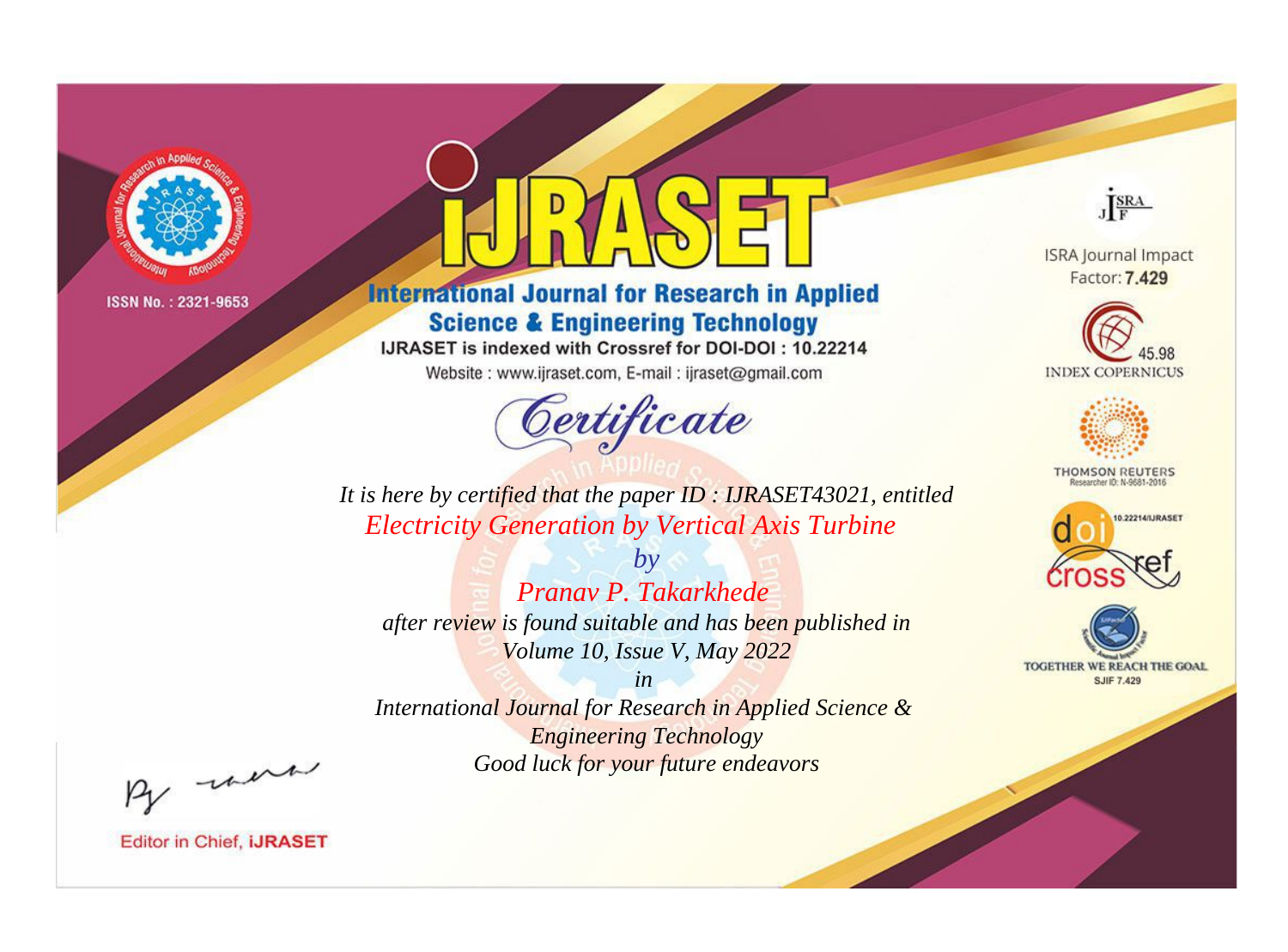ISSN No. : 2321-9653

# iJRASET

## International Journal for Research in Applied Science & Engineering Technology

IJRASET is indexed with Crossref for DOI-DOI : 10.22214

Website : www.ijraset.com, E-mail : ijraset@gmail.com

ISRA Journal Impact Factor: **7.429**

45.98 INDEX COPERNICUS

THOMSON REUTERS Researcher ID: N-9681-2016

10.22214/IJRASET

TOGETHER WE REACH THE GOAL SJIF 7.429

*Certificate*

*It is here by certified that the paper ID : IJRASET43021, entitled*

*Electricity Generation by Vertical Axis Turbine*

*by*

*Pranav P. Takarkhede*

*after review is found suitable and has been published in*

*Volume 10, Issue V, May 2022*

*in*

*International Journal for Research in Applied Science & Engineering Technology*

*Good luck for your future endeavors*

Editor in Chief, **iJRASET**